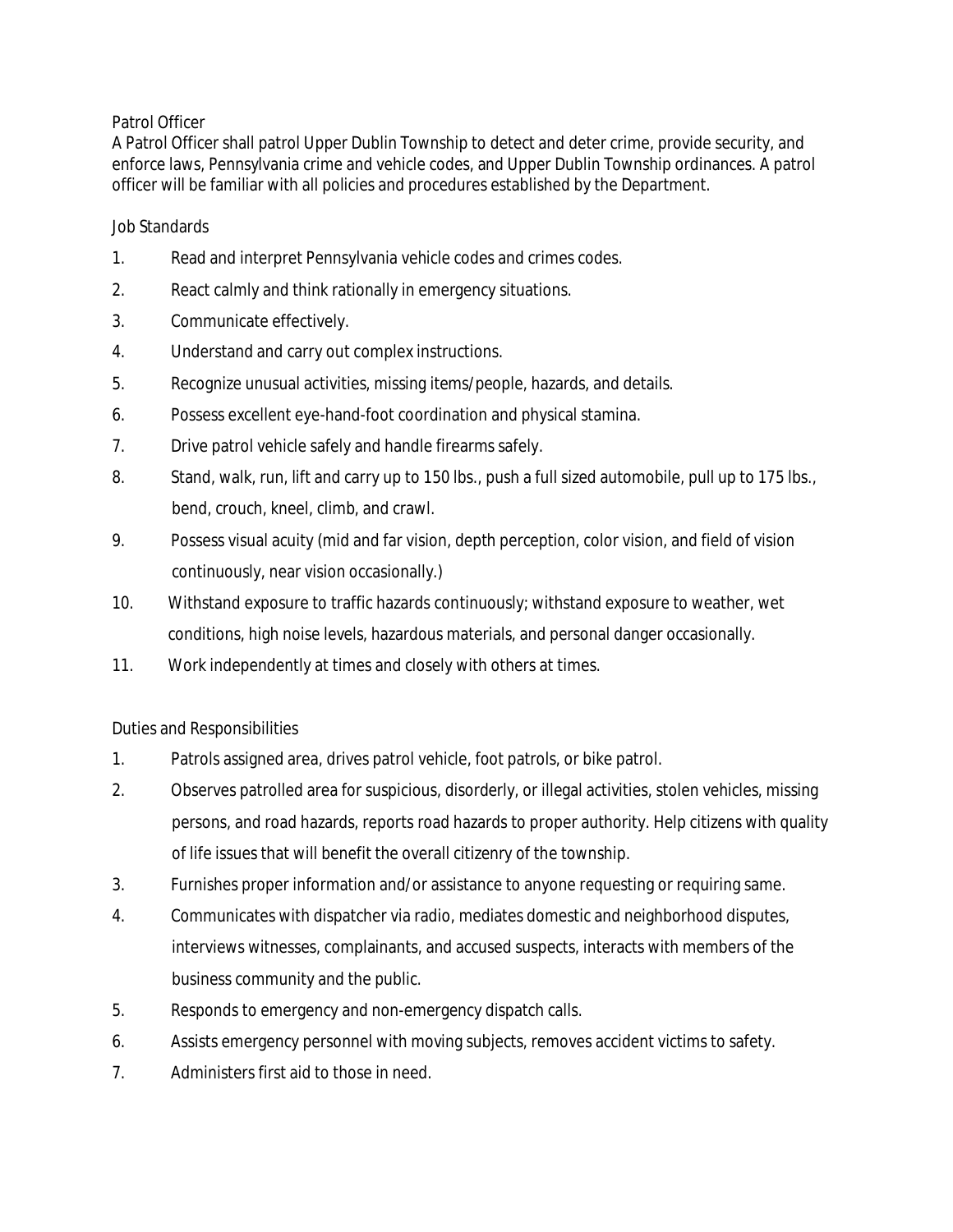# Patrol Officer

A Patrol Officer shall patrol Upper Dublin Township to detect and deter crime, provide security, and enforce laws, Pennsylvania crime and vehicle codes, and Upper Dublin Township ordinances. A patrol officer will be familiar with all policies and procedures established by the Department.

## Job Standards

1. Read and interpret Pennsylvania vehicle codes and crimes codes.
2. React calmly and think rationally in emergency situations.
3. Communicate effectively.
4. Understand and carry out complex instructions.
5. Recognize unusual activities, missing items/people, hazards, and details.
6. Possess excellent eye-hand-foot coordination and physical stamina.
7. Drive patrol vehicle safely and handle firearms safely.
8. Stand, walk, run, lift and carry up to 150 lbs., push a full sized automobile, pull up to 175 lbs., bend, crouch, kneel, climb, and crawl.
9. Possess visual acuity (mid and far vision, depth perception, color vision, and field of vision continuously, near vision occasionally.)
10. Withstand exposure to traffic hazards continuously; withstand exposure to weather, wet conditions, high noise levels, hazardous materials, and personal danger occasionally.
11. Work independently at times and closely with others at times.

## Duties and Responsibilities

1. Patrols assigned area, drives patrol vehicle, foot patrols, or bike patrol.
2. Observes patrolled area for suspicious, disorderly, or illegal activities, stolen vehicles, missing persons, and road hazards, reports road hazards to proper authority. Help citizens with quality of life issues that will benefit the overall citizenry of the township.
3. Furnishes proper information and/or assistance to anyone requesting or requiring same.
4. Communicates with dispatcher via radio, mediates domestic and neighborhood disputes, interviews witnesses, complainants, and accused suspects, interacts with members of the business community and the public.
5. Responds to emergency and non-emergency dispatch calls.
6. Assists emergency personnel with moving subjects, removes accident victims to safety.
7. Administers first aid to those in need.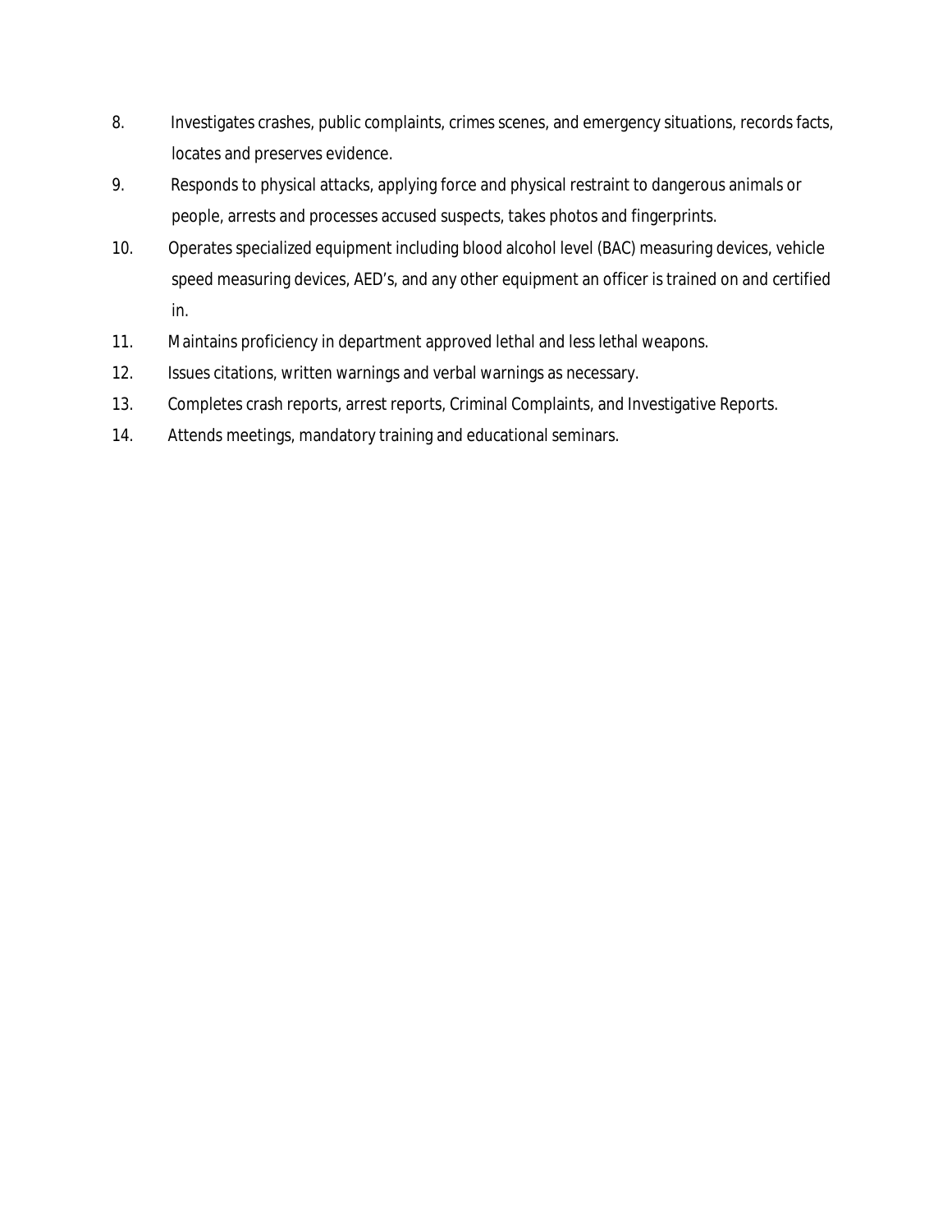8. Investigates crashes, public complaints, crimes scenes, and emergency situations, records facts, locates and preserves evidence.
9. Responds to physical attacks, applying force and physical restraint to dangerous animals or people, arrests and processes accused suspects, takes photos and fingerprints.
10. Operates specialized equipment including blood alcohol level (BAC) measuring devices, vehicle speed measuring devices, AED's, and any other equipment an officer is trained on and certified in.
11. Maintains proficiency in department approved lethal and less lethal weapons.
12. Issues citations, written warnings and verbal warnings as necessary.
13. Completes crash reports, arrest reports, Criminal Complaints, and Investigative Reports.
14. Attends meetings, mandatory training and educational seminars.